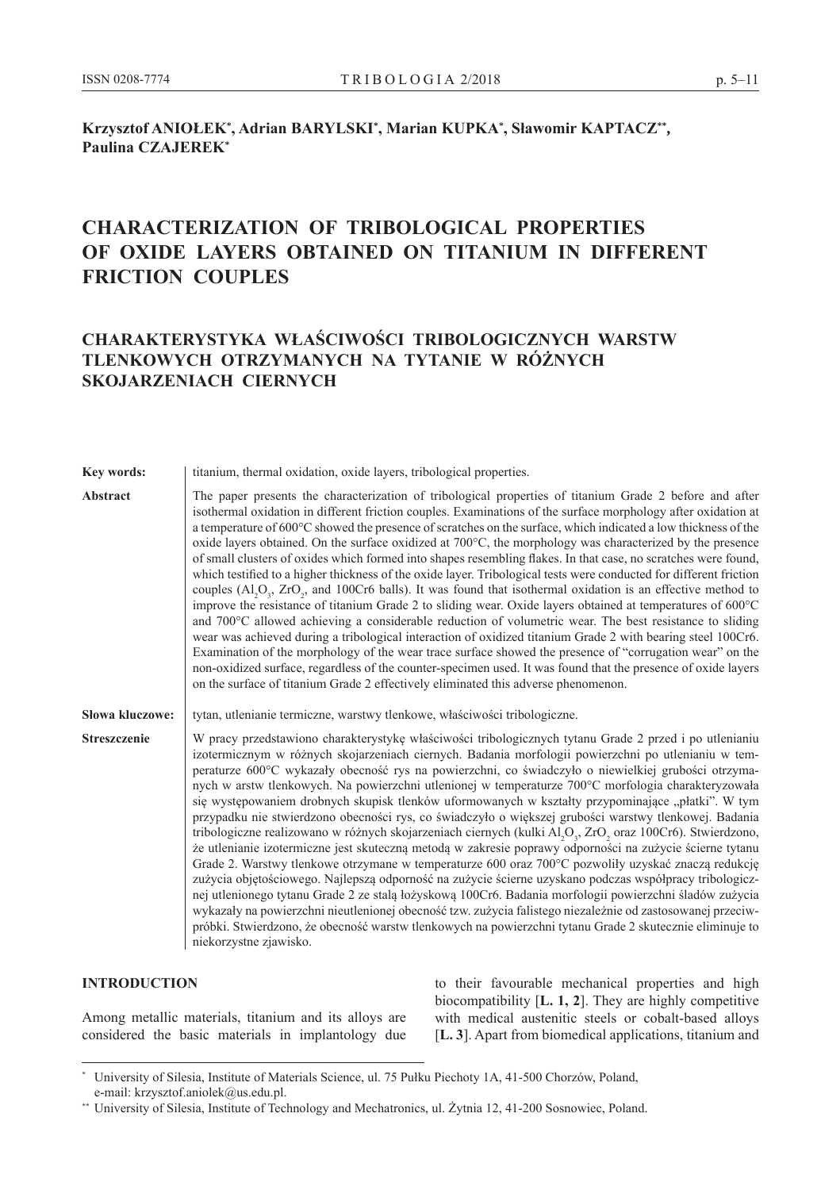**Krzysztof ANIOŁEK[*], Adrian BARYLSKI[*], Marian KUPKA[*], Sławomir KAPTACZ[**], Paulina CZAJEREK[*]**

# CHARACTERIZATION OF TRIBOLOGICAL PROPERTIES OF OXIDE LAYERS OBTAINED ON TITANIUM IN DIFFERENT FRICTION COUPLES

# CHARAKTERYSTYKA WŁAŚCIWOŚCI TRIBOLOGICZNYCH WARSTW TLENKOWYCH OTRZYMANYCH NA TYTANIE W RÓŻNYCH SKOJARZENIACH CIERNYCH

**Key words:** titanium, thermal oxidation, oxide layers, tribological properties.

**Abstract** The paper presents the characterization of tribological properties of titanium Grade 2 before and after isothermal oxidation in different friction couples. Examinations of the surface morphology after oxidation at a temperature of 600°C showed the presence of scratches on the surface, which indicated a low thickness of the oxide layers obtained. On the surface oxidized at 700°C, the morphology was characterized by the presence of small clusters of oxides which formed into shapes resembling flakes. In that case, no scratches were found, which testified to a higher thickness of the oxide layer. Tribological tests were conducted for different friction couples ($Al_2O_3$, $ZrO_2$, and 100Cr6 balls). It was found that isothermal oxidation is an effective method to improve the resistance of titanium Grade 2 to sliding wear. Oxide layers obtained at temperatures of 600°C and 700°C allowed achieving a considerable reduction of volumetric wear. The best resistance to sliding wear was achieved during a tribological interaction of oxidized titanium Grade 2 with bearing steel 100Cr6. Examination of the morphology of the wear trace surface showed the presence of "corrugation wear" on the non-oxidized surface, regardless of the counter-specimen used. It was found that the presence of oxide layers on the surface of titanium Grade 2 effectively eliminated this adverse phenomenon.

**Słowa kluczowe:** tytan, utlenianie termiczne, warstwy tlenkowe, właściwości tribologiczne.

**Streszczenie** W pracy przedstawiono charakterystykę właściwości tribologicznych tytanu Grade 2 przed i po utlenianiu izotermicznym w różnych skojarzeniach ciernych. Badania morfologii powierzchni po utlenianiu w temperaturze 600°C wykazały obecność rys na powierzchni, co świadczyło o niewielkiej grubości otrzymanych w arstw tlenkowych. Na powierzchni utlenionej w temperaturze 700°C morfologia charakteryzowała się występowaniem drobnych skupisk tlenków uformowanych w kształty przypominające „płatki". W tym przypadku nie stwierdzono obecności rys, co świadczyło o większej grubości warstwy tlenkowej. Badania tribologiczne realizowano w różnych skojarzeniach ciernych (kulki $Al_2O_3$, $ZrO_2$ oraz 100Cr6). Stwierdzono, że utlenianie izotermiczne jest skuteczną metodą w zakresie poprawy odporności na zużycie ścierne tytanu Grade 2. Warstwy tlenkowe otrzymane w temperaturze 600 oraz 700°C pozwoliły uzyskać znaczą redukcję zużycia objętościowego. Najlepszą odporność na zużycie ścierne uzyskano podczas współpracy tribologicznej utlenionego tytanu Grade 2 ze stalą łożyskową 100Cr6. Badania morfologii powierzchni śladów zużycia wykazały na powierzchni nieutlenionej obecność tzw. zużycia falistego niezależnie od zastosowanej przeciwpróbki. Stwierdzono, że obecność warstw tlenkowych na powierzchni tytanu Grade 2 skutecznie eliminuje to niekorzystne zjawisko.

## INTRODUCTION

Among metallic materials, titanium and its alloys are considered the basic materials in implantology due to their favourable mechanical properties and high biocompatibility [**L. 1, 2**]. They are highly competitive with medical austenitic steels or cobalt-based alloys [**L. 3**]. Apart from biomedical applications, titanium and

---

[*] University of Silesia, Institute of Materials Science, ul. 75 Pułku Piechoty 1A, 41-500 Chorzów, Poland, e-mail: krzysztof.aniolek@us.edu.pl.

[**] University of Silesia, Institute of Technology and Mechatronics, ul. Żytnia 12, 41-200 Sosnowiec, Poland.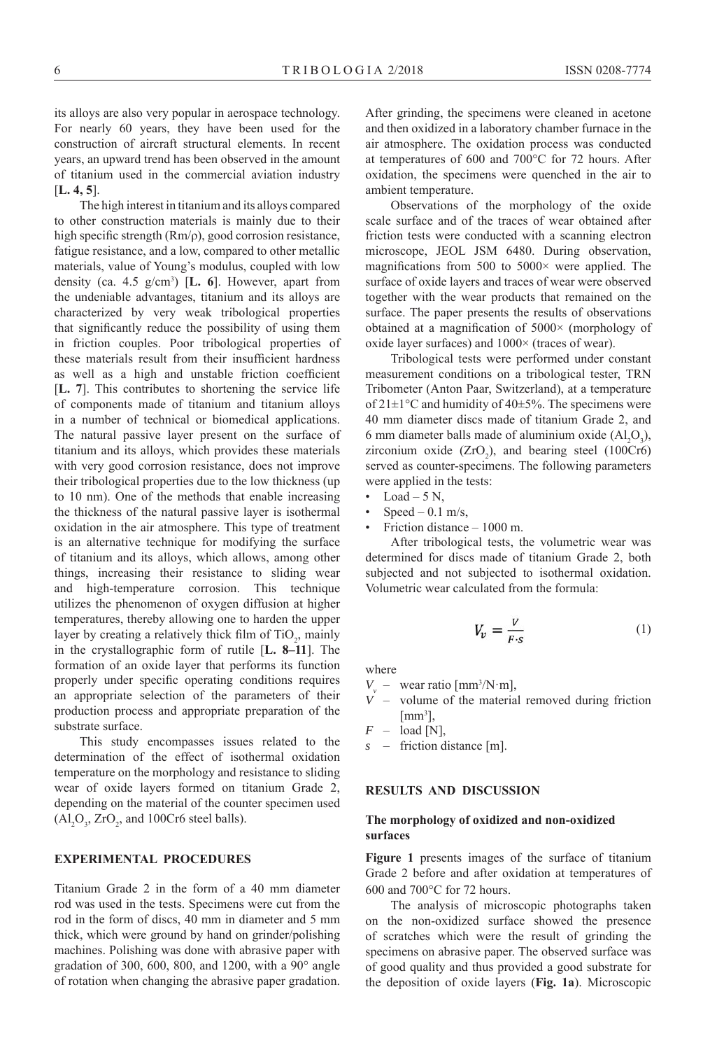its alloys are also very popular in aerospace technology. For nearly 60 years, they have been used for the construction of aircraft structural elements. In recent years, an upward trend has been observed in the amount of titanium used in the commercial aviation industry [**L. 4, 5**].

The high interest in titanium and its alloys compared to other construction materials is mainly due to their high specific strength (Rm/ρ), good corrosion resistance, fatigue resistance, and a low, compared to other metallic materials, value of Young's modulus, coupled with low density (ca. 4.5 g/cm$^3$) [**L. 6**]. However, apart from the undeniable advantages, titanium and its alloys are characterized by very weak tribological properties that significantly reduce the possibility of using them in friction couples. Poor tribological properties of these materials result from their insufficient hardness as well as a high and unstable friction coefficient [**L. 7**]. This contributes to shortening the service life of components made of titanium and titanium alloys in a number of technical or biomedical applications. The natural passive layer present on the surface of titanium and its alloys, which provides these materials with very good corrosion resistance, does not improve their tribological properties due to the low thickness (up to 10 nm). One of the methods that enable increasing the thickness of the natural passive layer is isothermal oxidation in the air atmosphere. This type of treatment is an alternative technique for modifying the surface of titanium and its alloys, which allows, among other things, increasing their resistance to sliding wear and high-temperature corrosion. This technique utilizes the phenomenon of oxygen diffusion at higher temperatures, thereby allowing one to harden the upper layer by creating a relatively thick film of $TiO_2$, mainly in the crystallographic form of rutile [**L. 8–11**]. The formation of an oxide layer that performs its function properly under specific operating conditions requires an appropriate selection of the parameters of their production process and appropriate preparation of the substrate surface.

This study encompasses issues related to the determination of the effect of isothermal oxidation temperature on the morphology and resistance to sliding wear of oxide layers formed on titanium Grade 2, depending on the material of the counter specimen used ($Al_2O_3$, $ZrO_2$, and 100Cr6 steel balls).

## EXPERIMENTAL PROCEDURES

Titanium Grade 2 in the form of a 40 mm diameter rod was used in the tests. Specimens were cut from the rod in the form of discs, 40 mm in diameter and 5 mm thick, which were ground by hand on grinder/polishing machines. Polishing was done with abrasive paper with gradation of 300, 600, 800, and 1200, with a 90° angle of rotation when changing the abrasive paper gradation. After grinding, the specimens were cleaned in acetone and then oxidized in a laboratory chamber furnace in the air atmosphere. The oxidation process was conducted at temperatures of 600 and 700°C for 72 hours. After oxidation, the specimens were quenched in the air to ambient temperature.

Observations of the morphology of the oxide scale surface and of the traces of wear obtained after friction tests were conducted with a scanning electron microscope, JEOL JSM 6480. During observation, magnifications from 500 to 5000× were applied. The surface of oxide layers and traces of wear were observed together with the wear products that remained on the surface. The paper presents the results of observations obtained at a magnification of 5000× (morphology of oxide layer surfaces) and 1000× (traces of wear).

Tribological tests were performed under constant measurement conditions on a tribological tester, TRN Tribometer (Anton Paar, Switzerland), at a temperature of 21±1°C and humidity of 40±5%. The specimens were 40 mm diameter discs made of titanium Grade 2, and 6 mm diameter balls made of aluminium oxide ($Al_2O_3$), zirconium oxide ($ZrO_2$), and bearing steel (100Cr6) served as counter-specimens. The following parameters were applied in the tests:

- Load – 5 N,
- Speed – 0.1 m/s,
- Friction distance – 1000 m.

After tribological tests, the volumetric wear was determined for discs made of titanium Grade 2, both subjected and not subjected to isothermal oxidation. Volumetric wear calculated from the formula:

$$V_v = \frac{V}{F \cdot s} \tag{1}$$

where

- $V_v$ – wear ratio [mm$^3$/N·m],
- $V$ – volume of the material removed during friction [mm$^3$],
- $F$ – load [N],
- $s$ – friction distance [m].

## RESULTS AND DISCUSSION

### The morphology of oxidized and non-oxidized surfaces

**Figure 1** presents images of the surface of titanium Grade 2 before and after oxidation at temperatures of 600 and 700°C for 72 hours.

The analysis of microscopic photographs taken on the non-oxidized surface showed the presence of scratches which were the result of grinding the specimens on abrasive paper. The observed surface was of good quality and thus provided a good substrate for the deposition of oxide layers (**Fig. 1a**). Microscopic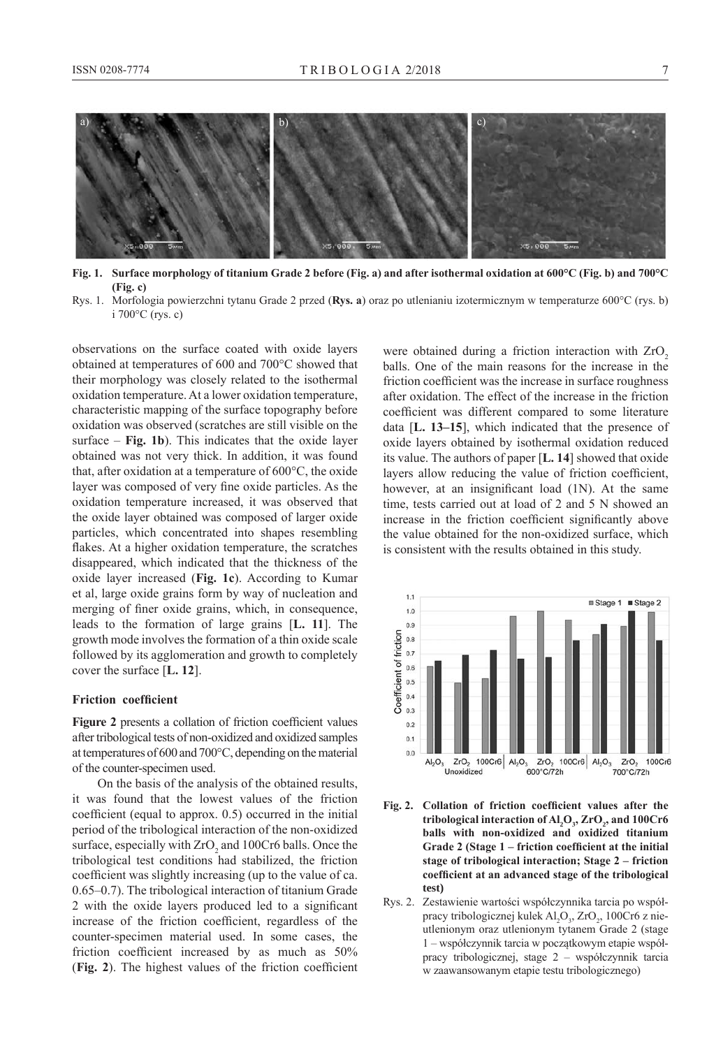Fig. 1. Surface morphology of titanium Grade 2 before (Fig. a) and after isothermal oxidation at 600°C (Fig. b) and 700°C (Fig. c)

Rys. 1. Morfologia powierzchni tytanu Grade 2 przed (**Rys. a**) oraz po utlenianiu izotermicznym w temperaturze 600°C (rys. b) i 700°C (rys. c)

observations on the surface coated with oxide layers obtained at temperatures of 600 and 700°C showed that their morphology was closely related to the isothermal oxidation temperature. At a lower oxidation temperature, characteristic mapping of the surface topography before oxidation was observed (scratches are still visible on the surface – **Fig. 1b**). This indicates that the oxide layer obtained was not very thick. In addition, it was found that, after oxidation at a temperature of 600°C, the oxide layer was composed of very fine oxide particles. As the oxidation temperature increased, it was observed that the oxide layer obtained was composed of larger oxide particles, which concentrated into shapes resembling flakes. At a higher oxidation temperature, the scratches disappeared, which indicated that the thickness of the oxide layer increased (**Fig. 1c**). According to Kumar et al, large oxide grains form by way of nucleation and merging of finer oxide grains, which, in consequence, leads to the formation of large grains [**L. 11**]. The growth mode involves the formation of a thin oxide scale followed by its agglomeration and growth to completely cover the surface [**L. 12**].

### Friction coefficient

**Figure 2** presents a collation of friction coefficient values after tribological tests of non-oxidized and oxidized samples at temperatures of 600 and 700°C, depending on the material of the counter-specimen used.

On the basis of the analysis of the obtained results, it was found that the lowest values of the friction coefficient (equal to approx. 0.5) occurred in the initial period of the tribological interaction of the non-oxidized surface, especially with $ZrO_2$ and 100Cr6 balls. Once the tribological test conditions had stabilized, the friction coefficient was slightly increasing (up to the value of ca. 0.65–0.7). The tribological interaction of titanium Grade 2 with the oxide layers produced led to a significant increase of the friction coefficient, regardless of the counter-specimen material used. In some cases, the friction coefficient increased by as much as 50% (**Fig. 2**). The highest values of the friction coefficient were obtained during a friction interaction with $ZrO_2$ balls. One of the main reasons for the increase in the friction coefficient was the increase in surface roughness after oxidation. The effect of the increase in the friction coefficient was different compared to some literature data [**L. 13–15**], which indicated that the presence of oxide layers obtained by isothermal oxidation reduced its value. The authors of paper [**L. 14**] showed that oxide layers allow reducing the value of friction coefficient, however, at an insignificant load (1N). At the same time, tests carried out at load of 2 and 5 N showed an increase in the friction coefficient significantly above the value obtained for the non-oxidized surface, which is consistent with the results obtained in this study.

**Fig. 2. Collation of friction coefficient values after the tribological interaction of $Al_2O_3$, $ZrO_2$, and 100Cr6 balls with non-oxidized and oxidized titanium Grade 2 (Stage 1 – friction coefficient at the initial stage of tribological interaction; Stage 2 – friction coefficient at an advanced stage of the tribological test)**

Rys. 2. Zestawienie wartości współczynnika tarcia po współpracy tribologicznej kulek $Al_2O_3$, $ZrO_2$, 100Cr6 z nieutlenionym oraz utlenionym tytanem Grade 2 (stage 1 – współczynnik tarcia w początkowym etapie współpracy tribologicznej, stage 2 – współczynnik tarcia w zaawansowanym etapie testu tribologicznego)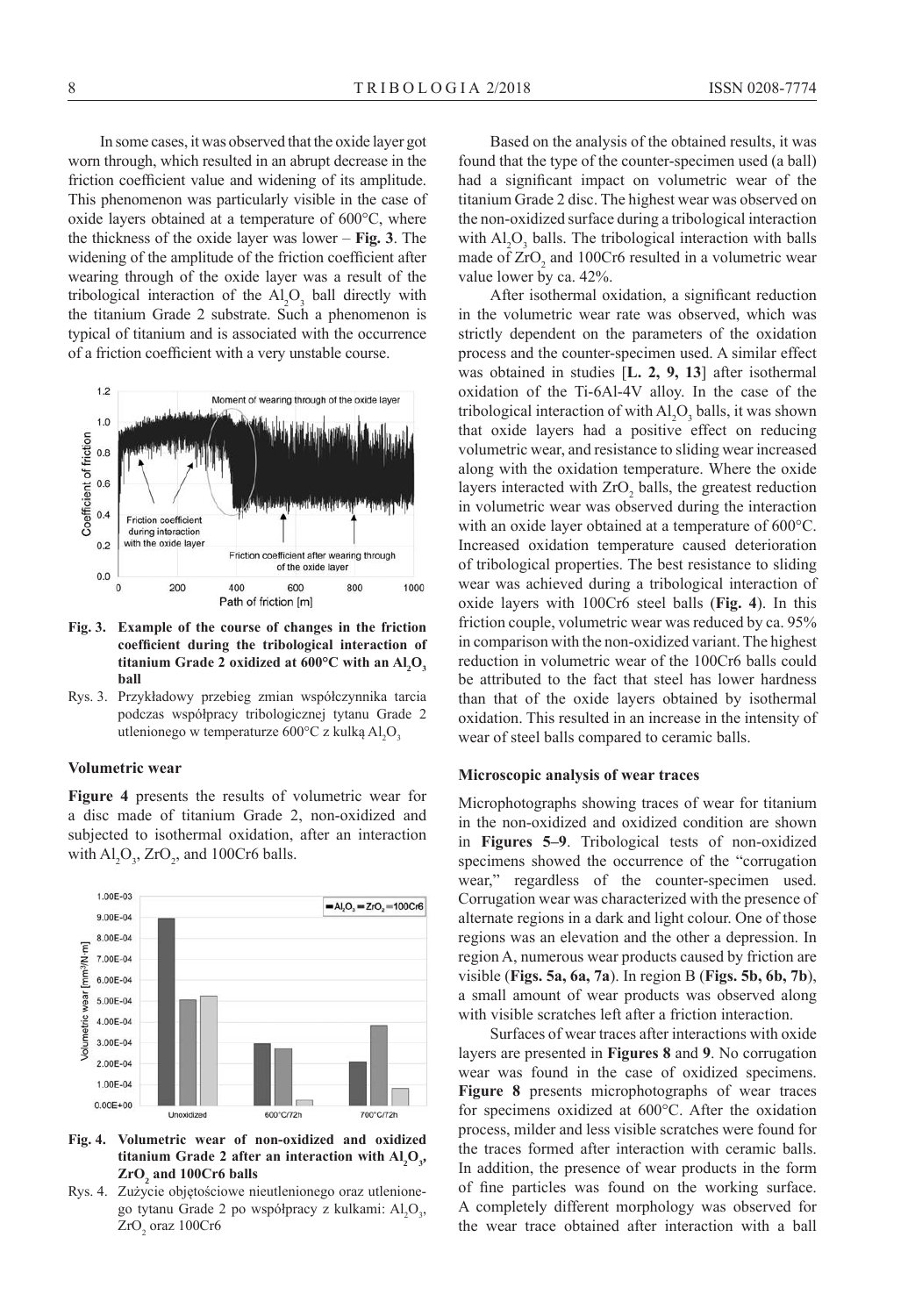In some cases, it was observed that the oxide layer got worn through, which resulted in an abrupt decrease in the friction coefficient value and widening of its amplitude. This phenomenon was particularly visible in the case of oxide layers obtained at a temperature of 600°C, where the thickness of the oxide layer was lower – **Fig. 3**. The widening of the amplitude of the friction coefficient after wearing through of the oxide layer was a result of the tribological interaction of the $Al_2O_3$ ball directly with the titanium Grade 2 substrate. Such a phenomenon is typical of titanium and is associated with the occurrence of a friction coefficient with a very unstable course.

**Fig. 3. Example of the course of changes in the friction coefficient during the tribological interaction of titanium Grade 2 oxidized at 600°C with an $Al_2O_3$ ball**

Rys. 3. Przykładowy przebieg zmian współczynnika tarcia podczas współpracy tribologicznej tytanu Grade 2 utlenionego w temperaturze 600°C z kulką $Al_2O_3$

### Volumetric wear

**Figure 4** presents the results of volumetric wear for a disc made of titanium Grade 2, non-oxidized and subjected to isothermal oxidation, after an interaction with $Al_2O_3$, $ZrO_2$, and 100Cr6 balls.

**Fig. 4. Volumetric wear of non-oxidized and oxidized titanium Grade 2 after an interaction with $Al_2O_3$, $ZrO_2$ and 100Cr6 balls**

Rys. 4. Zużycie objętościowe nieutlenionego oraz utlenionego tytanu Grade 2 po współpracy z kulkami: $Al_2O_3$, $ZrO_2$ oraz 100Cr6

Based on the analysis of the obtained results, it was found that the type of the counter-specimen used (a ball) had a significant impact on volumetric wear of the titanium Grade 2 disc. The highest wear was observed on the non-oxidized surface during a tribological interaction with $Al_2O_3$ balls. The tribological interaction with balls made of $ZrO_2$ and 100Cr6 resulted in a volumetric wear value lower by ca. 42%.

After isothermal oxidation, a significant reduction in the volumetric wear rate was observed, which was strictly dependent on the parameters of the oxidation process and the counter-specimen used. A similar effect was obtained in studies [**L. 2, 9, 13**] after isothermal oxidation of the Ti-6Al-4V alloy. In the case of the tribological interaction of with $Al_2O_3$ balls, it was shown that oxide layers had a positive effect on reducing volumetric wear, and resistance to sliding wear increased along with the oxidation temperature. Where the oxide layers interacted with $ZrO_2$ balls, the greatest reduction in volumetric wear was observed during the interaction with an oxide layer obtained at a temperature of 600°C. Increased oxidation temperature caused deterioration of tribological properties. The best resistance to sliding wear was achieved during a tribological interaction of oxide layers with 100Cr6 steel balls (**Fig. 4**). In this friction couple, volumetric wear was reduced by ca. 95% in comparison with the non-oxidized variant. The highest reduction in volumetric wear of the 100Cr6 balls could be attributed to the fact that steel has lower hardness than that of the oxide layers obtained by isothermal oxidation. This resulted in an increase in the intensity of wear of steel balls compared to ceramic balls.

### Microscopic analysis of wear traces

Microphotographs showing traces of wear for titanium in the non-oxidized and oxidized condition are shown in **Figures 5–9**. Tribological tests of non-oxidized specimens showed the occurrence of the "corrugation wear," regardless of the counter-specimen used. Corrugation wear was characterized with the presence of alternate regions in a dark and light colour. One of those regions was an elevation and the other a depression. In region A, numerous wear products caused by friction are visible (**Figs. 5a, 6a, 7a**). In region B (**Figs. 5b, 6b, 7b**), a small amount of wear products was observed along with visible scratches left after a friction interaction.

Surfaces of wear traces after interactions with oxide layers are presented in **Figures 8** and **9**. No corrugation wear was found in the case of oxidized specimens. **Figure 8** presents microphotographs of wear traces for specimens oxidized at 600°C. After the oxidation process, milder and less visible scratches were found for the traces formed after interaction with ceramic balls. In addition, the presence of wear products in the form of fine particles was found on the working surface. A completely different morphology was observed for the wear trace obtained after interaction with a ball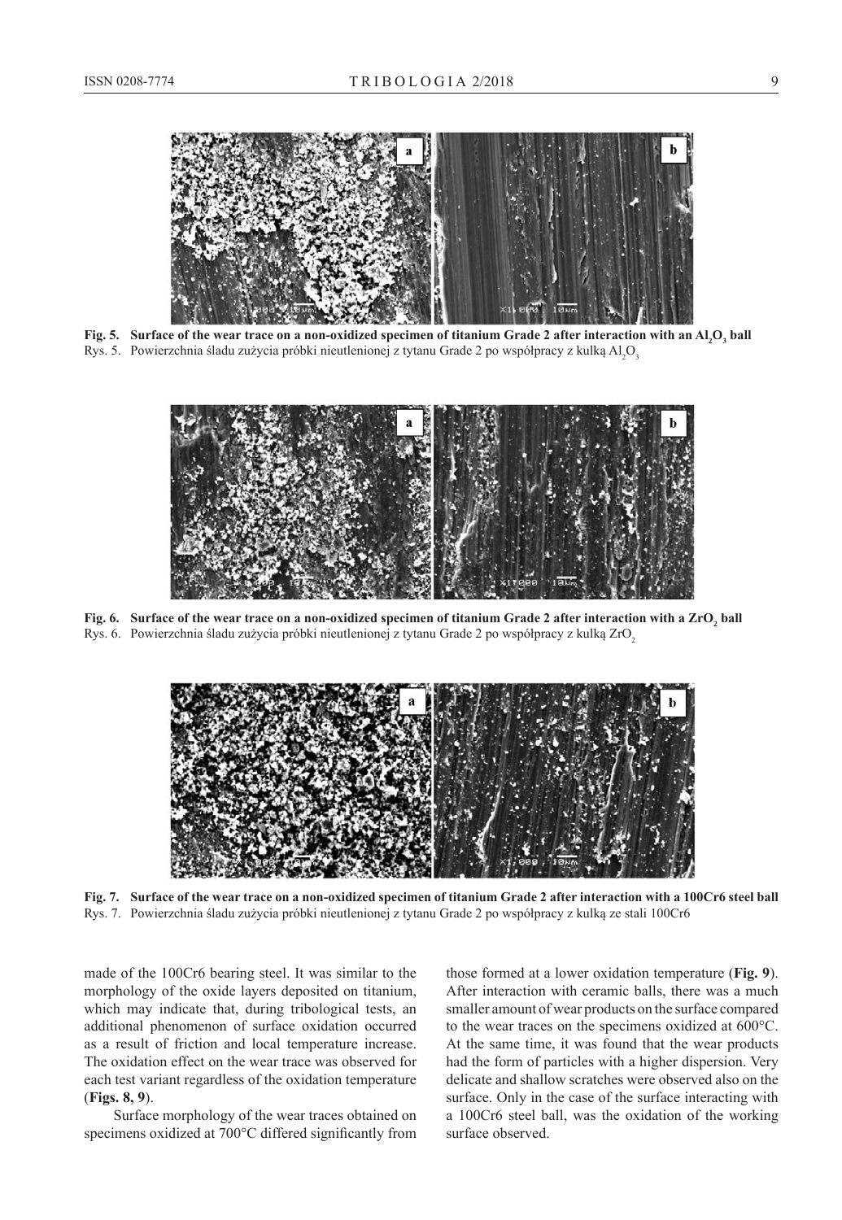**Fig. 5. Surface of the wear trace on a non-oxidized specimen of titanium Grade 2 after interaction with an $Al_2O_3$ ball**

Rys. 5. Powierzchnia śladu zużycia próbki nieutlenionej z tytanu Grade 2 po współpracy z kulką $Al_2O_3$

**Fig. 6. Surface of the wear trace on a non-oxidized specimen of titanium Grade 2 after interaction with a $ZrO_2$ ball**

Rys. 6. Powierzchnia śladu zużycia próbki nieutlenionej z tytanu Grade 2 po współpracy z kulką $ZrO_2$

**Fig. 7. Surface of the wear trace on a non-oxidized specimen of titanium Grade 2 after interaction with a 100Cr6 steel ball**

Rys. 7. Powierzchnia śladu zużycia próbki nieutlenionej z tytanu Grade 2 po współpracy z kulką ze stali 100Cr6

made of the 100Cr6 bearing steel. It was similar to the morphology of the oxide layers deposited on titanium, which may indicate that, during tribological tests, an additional phenomenon of surface oxidation occurred as a result of friction and local temperature increase. The oxidation effect on the wear trace was observed for each test variant regardless of the oxidation temperature (**Figs. 8, 9**).

Surface morphology of the wear traces obtained on specimens oxidized at 700°C differed significantly from those formed at a lower oxidation temperature (**Fig. 9**). After interaction with ceramic balls, there was a much smaller amount of wear products on the surface compared to the wear traces on the specimens oxidized at 600°C. At the same time, it was found that the wear products had the form of particles with a higher dispersion. Very delicate and shallow scratches were observed also on the surface. Only in the case of the surface interacting with a 100Cr6 steel ball, was the oxidation of the working surface observed.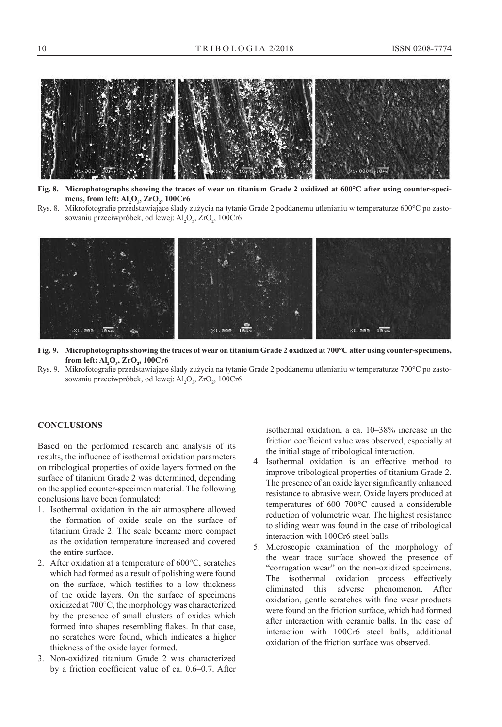**Fig. 8. Microphotographs showing the traces of wear on titanium Grade 2 oxidized at 600°C after using counter-specimens, from left: $Al_2O_3$, $ZrO_2$, 100Cr6**

Rys. 8. Mikrofotografie przedstawiające ślady zużycia na tytanie Grade 2 poddanemu utlenianiu w temperaturze 600°C po zastosowaniu przeciwpróbek, od lewej: $Al_2O_3$, $ZrO_2$, 100Cr6

**Fig. 9. Microphotographs showing the traces of wear on titanium Grade 2 oxidized at 700°C after using counter-specimens, from left: $Al_2O_3$, $ZrO_2$, 100Cr6**

Rys. 9. Mikrofotografie przedstawiające ślady zużycia na tytanie Grade 2 poddanemu utlenianiu w temperaturze 700°C po zastosowaniu przeciwpróbek, od lewej: $Al_2O_3$, $ZrO_2$, 100Cr6

## CONCLUSIONS

Based on the performed research and analysis of its results, the influence of isothermal oxidation parameters on tribological properties of oxide layers formed on the surface of titanium Grade 2 was determined, depending on the applied counter-specimen material. The following conclusions have been formulated:

1. Isothermal oxidation in the air atmosphere allowed the formation of oxide scale on the surface of titanium Grade 2. The scale became more compact as the oxidation temperature increased and covered the entire surface.
2. After oxidation at a temperature of 600°C, scratches which had formed as a result of polishing were found on the surface, which testifies to a low thickness of the oxide layers. On the surface of specimens oxidized at 700°C, the morphology was characterized by the presence of small clusters of oxides which formed into shapes resembling flakes. In that case, no scratches were found, which indicates a higher thickness of the oxide layer formed.
3. Non-oxidized titanium Grade 2 was characterized by a friction coefficient value of ca. 0.6–0.7. After isothermal oxidation, a ca. 10–38% increase in the friction coefficient value was observed, especially at the initial stage of tribological interaction.
4. Isothermal oxidation is an effective method to improve tribological properties of titanium Grade 2. The presence of an oxide layer significantly enhanced resistance to abrasive wear. Oxide layers produced at temperatures of 600–700°C caused a considerable reduction of volumetric wear. The highest resistance to sliding wear was found in the case of tribological interaction with 100Cr6 steel balls.
5. Microscopic examination of the morphology of the wear trace surface showed the presence of "corrugation wear" on the non-oxidized specimens. The isothermal oxidation process effectively eliminated this adverse phenomenon. After oxidation, gentle scratches with fine wear products were found on the friction surface, which had formed after interaction with ceramic balls. In the case of interaction with 100Cr6 steel balls, additional oxidation of the friction surface was observed.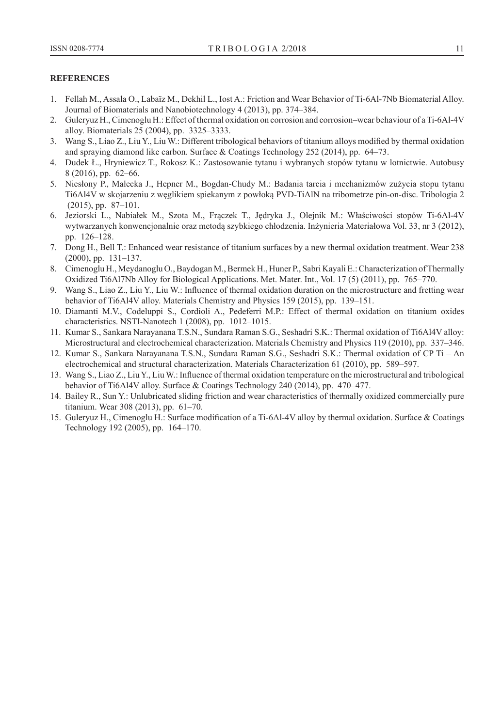**REFERENCES**

1. Fellah M., Assala O., Labaïz M., Dekhil L., Iost A.: Friction and Wear Behavior of Ti-6Al-7Nb Biomaterial Alloy. Journal of Biomaterials and Nanobiotechnology 4 (2013), pp. 374–384.
2. Guleryuz H., Cimenoglu H.: Effect of thermal oxidation on corrosion and corrosion–wear behaviour of a Ti-6Al-4V alloy. Biomaterials 25 (2004), pp. 3325–3333.
3. Wang S., Liao Z., Liu Y., Liu W.: Different tribological behaviors of titanium alloys modified by thermal oxidation and spraying diamond like carbon. Surface & Coatings Technology 252 (2014), pp. 64–73.
4. Dudek Ł., Hryniewicz T., Rokosz K.: Zastosowanie tytanu i wybranych stopów tytanu w lotnictwie. Autobusy 8 (2016), pp. 62–66.
5. Niesłony P., Małecka J., Hepner M., Bogdan-Chudy M.: Badania tarcia i mechanizmów zużycia stopu tytanu Ti6Al4V w skojarzeniu z węglikiem spiekanym z powłoką PVD-TiAlN na tribometrze pin-on-disc. Tribologia 2 (2015), pp. 87–101.
6. Jeziorski L., Nabiałek M., Szota M., Frączek T., Jędryka J., Olejnik M.: Właściwości stopów Ti-6Al-4V wytwarzanych konwencjonalnie oraz metodą szybkiego chłodzenia. Inżynieria Materiałowa Vol. 33, nr 3 (2012), pp. 126–128.
7. Dong H., Bell T.: Enhanced wear resistance of titanium surfaces by a new thermal oxidation treatment. Wear 238 (2000), pp. 131–137.
8. Cimenoglu H., Meydanoglu O., Baydogan M., Bermek H., Huner P., Sabri Kayali E.: Characterization of Thermally Oxidized Ti6Al7Nb Alloy for Biological Applications. Met. Mater. Int., Vol. 17 (5) (2011), pp. 765–770.
9. Wang S., Liao Z., Liu Y., Liu W.: Influence of thermal oxidation duration on the microstructure and fretting wear behavior of Ti6Al4V alloy. Materials Chemistry and Physics 159 (2015), pp. 139–151.
10. Diamanti M.V., Codeluppi S., Cordioli A., Pedeferri M.P.: Effect of thermal oxidation on titanium oxides characteristics. NSTI-Nanotech 1 (2008), pp. 1012–1015.
11. Kumar S., Sankara Narayanana T.S.N., Sundara Raman S.G., Seshadri S.K.: Thermal oxidation of Ti6Al4V alloy: Microstructural and electrochemical characterization. Materials Chemistry and Physics 119 (2010), pp. 337–346.
12. Kumar S., Sankara Narayanana T.S.N., Sundara Raman S.G., Seshadri S.K.: Thermal oxidation of CP Ti – An electrochemical and structural characterization. Materials Characterization 61 (2010), pp. 589–597.
13. Wang S., Liao Z., Liu Y., Liu W.: Influence of thermal oxidation temperature on the microstructural and tribological behavior of Ti6Al4V alloy. Surface & Coatings Technology 240 (2014), pp. 470–477.
14. Bailey R., Sun Y.: Unlubricated sliding friction and wear characteristics of thermally oxidized commercially pure titanium. Wear 308 (2013), pp. 61–70.
15. Guleryuz H., Cimenoglu H.: Surface modification of a Ti-6Al-4V alloy by thermal oxidation. Surface & Coatings Technology 192 (2005), pp. 164–170.